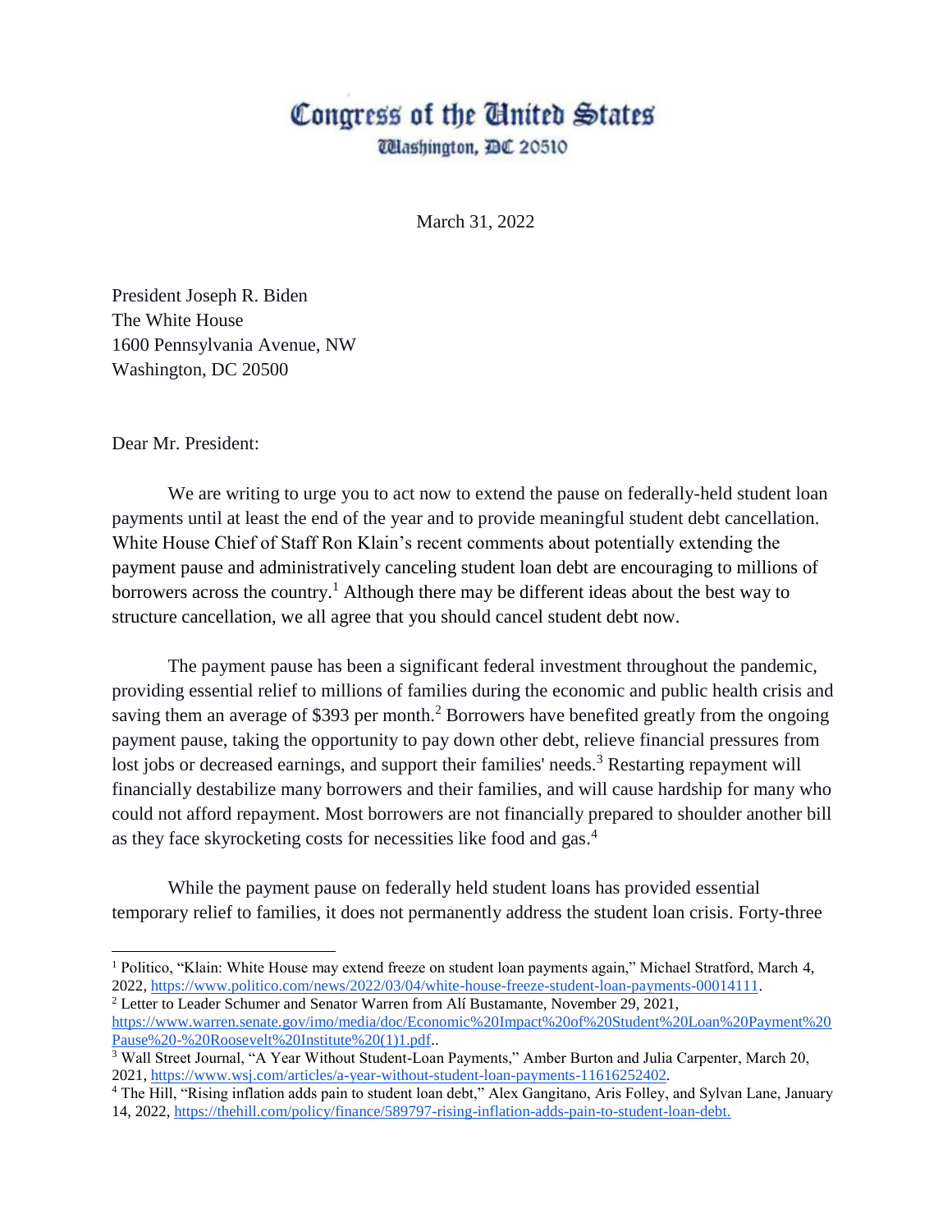# Congress of the United States

Washington, DC 20510

March 31, 2022

President Joseph R. Biden
The White House
1600 Pennsylvania Avenue, NW
Washington, DC 20500

Dear Mr. President:

We are writing to urge you to act now to extend the pause on federally-held student loan payments until at least the end of the year and to provide meaningful student debt cancellation. White House Chief of Staff Ron Klain's recent comments about potentially extending the payment pause and administratively canceling student loan debt are encouraging to millions of borrowers across the country.[1] Although there may be different ideas about the best way to structure cancellation, we all agree that you should cancel student debt now.

The payment pause has been a significant federal investment throughout the pandemic, providing essential relief to millions of families during the economic and public health crisis and saving them an average of $393 per month.[2] Borrowers have benefited greatly from the ongoing payment pause, taking the opportunity to pay down other debt, relieve financial pressures from lost jobs or decreased earnings, and support their families' needs.[3] Restarting repayment will financially destabilize many borrowers and their families, and will cause hardship for many who could not afford repayment. Most borrowers are not financially prepared to shoulder another bill as they face skyrocketing costs for necessities like food and gas.[4]

While the payment pause on federally held student loans has provided essential temporary relief to families, it does not permanently address the student loan crisis. Forty-three

---

[1] Politico, "Klain: White House may extend freeze on student loan payments again," Michael Stratford, March 4, 2022, https://www.politico.com/news/2022/03/04/white-house-freeze-student-loan-payments-00014111.

[2] Letter to Leader Schumer and Senator Warren from Alí Bustamante, November 29, 2021, https://www.warren.senate.gov/imo/media/doc/Economic%20Impact%20of%20Student%20Loan%20Payment%20Pause%20-%20Roosevelt%20Institute%20(1)1.pdf..

[3] Wall Street Journal, "A Year Without Student-Loan Payments," Amber Burton and Julia Carpenter, March 20, 2021, https://www.wsj.com/articles/a-year-without-student-loan-payments-11616252402.

[4] The Hill, "Rising inflation adds pain to student loan debt," Alex Gangitano, Aris Folley, and Sylvan Lane, January 14, 2022, https://thehill.com/policy/finance/589797-rising-inflation-adds-pain-to-student-loan-debt.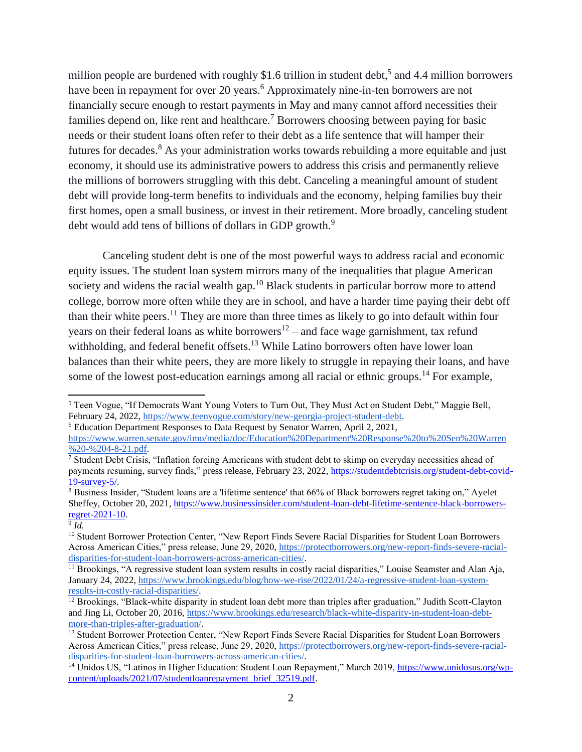million people are burdened with roughly $1.6 trillion in student debt,[5] and 4.4 million borrowers have been in repayment for over 20 years.[6] Approximately nine-in-ten borrowers are not financially secure enough to restart payments in May and many cannot afford necessities their families depend on, like rent and healthcare.[7] Borrowers choosing between paying for basic needs or their student loans often refer to their debt as a life sentence that will hamper their futures for decades.[8] As your administration works towards rebuilding a more equitable and just economy, it should use its administrative powers to address this crisis and permanently relieve the millions of borrowers struggling with this debt. Canceling a meaningful amount of student debt will provide long-term benefits to individuals and the economy, helping families buy their first homes, open a small business, or invest in their retirement. More broadly, canceling student debt would add tens of billions of dollars in GDP growth.[9]

Canceling student debt is one of the most powerful ways to address racial and economic equity issues. The student loan system mirrors many of the inequalities that plague American society and widens the racial wealth gap.[10] Black students in particular borrow more to attend college, borrow more often while they are in school, and have a harder time paying their debt off than their white peers.[11] They are more than three times as likely to go into default within four years on their federal loans as white borrowers[12] – and face wage garnishment, tax refund withholding, and federal benefit offsets.[13] While Latino borrowers often have lower loan balances than their white peers, they are more likely to struggle in repaying their loans, and have some of the lowest post-education earnings among all racial or ethnic groups.[14] For example,

---

[5] Teen Vogue, "If Democrats Want Young Voters to Turn Out, They Must Act on Student Debt," Maggie Bell, February 24, 2022, https://www.teenvogue.com/story/new-georgia-project-student-debt.

[6] Education Department Responses to Data Request by Senator Warren, April 2, 2021, https://www.warren.senate.gov/imo/media/doc/Education%20Department%20Response%20to%20Sen%20Warren%20-%204-8-21.pdf.

[7] Student Debt Crisis, "Inflation forcing Americans with student debt to skimp on everyday necessities ahead of payments resuming, survey finds," press release, February 23, 2022, https://studentdebtcrisis.org/student-debt-covid-19-survey-5/.

[8] Business Insider, "Student loans are a 'lifetime sentence' that 66% of Black borrowers regret taking on," Ayelet Sheffey, October 20, 2021, https://www.businessinsider.com/student-loan-debt-lifetime-sentence-black-borrowers-regret-2021-10.

[9] *Id.*

[10] Student Borrower Protection Center, "New Report Finds Severe Racial Disparities for Student Loan Borrowers Across American Cities," press release, June 29, 2020, https://protectborrowers.org/new-report-finds-severe-racial-disparities-for-student-loan-borrowers-across-american-cities/.

[11] Brookings, "A regressive student loan system results in costly racial disparities," Louise Seamster and Alan Aja, January 24, 2022, https://www.brookings.edu/blog/how-we-rise/2022/01/24/a-regressive-student-loan-system-results-in-costly-racial-disparities/.

[12] Brookings, "Black-white disparity in student loan debt more than triples after graduation," Judith Scott-Clayton and Jing Li, October 20, 2016, https://www.brookings.edu/research/black-white-disparity-in-student-loan-debt-more-than-triples-after-graduation/.

[13] Student Borrower Protection Center, "New Report Finds Severe Racial Disparities for Student Loan Borrowers Across American Cities," press release, June 29, 2020, https://protectborrowers.org/new-report-finds-severe-racial-disparities-for-student-loan-borrowers-across-american-cities/.

[14] Unidos US, "Latinos in Higher Education: Student Loan Repayment," March 2019, https://www.unidosus.org/wp-content/uploads/2021/07/studentloanrepayment_brief_32519.pdf.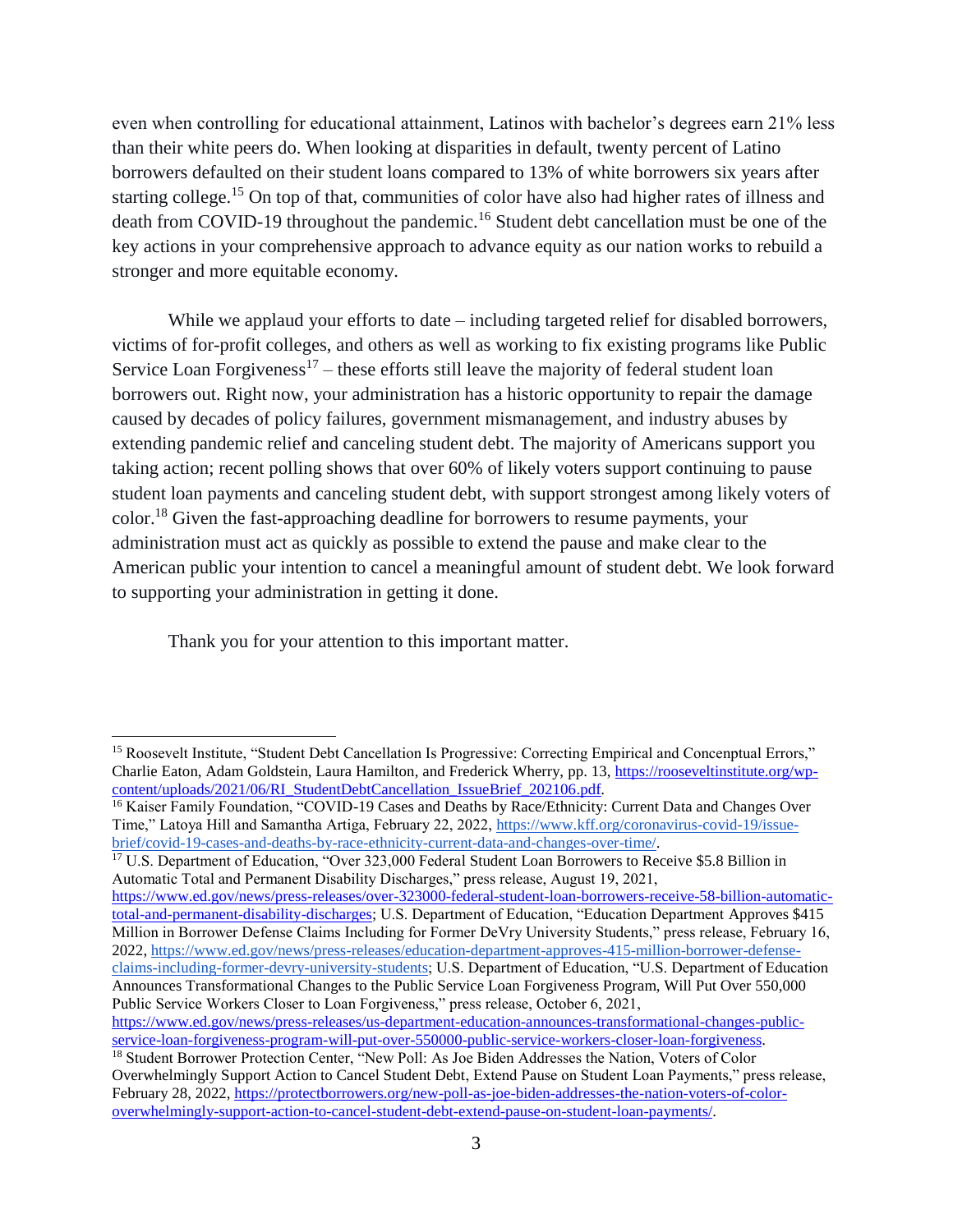even when controlling for educational attainment, Latinos with bachelor's degrees earn 21% less than their white peers do. When looking at disparities in default, twenty percent of Latino borrowers defaulted on their student loans compared to 13% of white borrowers six years after starting college.[15] On top of that, communities of color have also had higher rates of illness and death from COVID-19 throughout the pandemic.[16] Student debt cancellation must be one of the key actions in your comprehensive approach to advance equity as our nation works to rebuild a stronger and more equitable economy.

While we applaud your efforts to date – including targeted relief for disabled borrowers, victims of for-profit colleges, and others as well as working to fix existing programs like Public Service Loan Forgiveness[17] – these efforts still leave the majority of federal student loan borrowers out. Right now, your administration has a historic opportunity to repair the damage caused by decades of policy failures, government mismanagement, and industry abuses by extending pandemic relief and canceling student debt. The majority of Americans support you taking action; recent polling shows that over 60% of likely voters support continuing to pause student loan payments and canceling student debt, with support strongest among likely voters of color.[18] Given the fast-approaching deadline for borrowers to resume payments, your administration must act as quickly as possible to extend the pause and make clear to the American public your intention to cancel a meaningful amount of student debt. We look forward to supporting your administration in getting it done.

Thank you for your attention to this important matter.

---

[15] Roosevelt Institute, "Student Debt Cancellation Is Progressive: Correcting Empirical and Concenptual Errors," Charlie Eaton, Adam Goldstein, Laura Hamilton, and Frederick Wherry, pp. 13, https://rooseveltinstitute.org/wp-content/uploads/2021/06/RI_StudentDebtCancellation_IssueBrief_202106.pdf.

[16] Kaiser Family Foundation, "COVID-19 Cases and Deaths by Race/Ethnicity: Current Data and Changes Over Time," Latoya Hill and Samantha Artiga, February 22, 2022, https://www.kff.org/coronavirus-covid-19/issue-brief/covid-19-cases-and-deaths-by-race-ethnicity-current-data-and-changes-over-time/.

[17] U.S. Department of Education, "Over 323,000 Federal Student Loan Borrowers to Receive $5.8 Billion in Automatic Total and Permanent Disability Discharges," press release, August 19, 2021, https://www.ed.gov/news/press-releases/over-323000-federal-student-loan-borrowers-receive-58-billion-automatic-total-and-permanent-disability-discharges; U.S. Department of Education, "Education Department Approves $415 Million in Borrower Defense Claims Including for Former DeVry University Students," press release, February 16, 2022, https://www.ed.gov/news/press-releases/education-department-approves-415-million-borrower-defense-claims-including-former-devry-university-students; U.S. Department of Education, "U.S. Department of Education Announces Transformational Changes to the Public Service Loan Forgiveness Program, Will Put Over 550,000 Public Service Workers Closer to Loan Forgiveness," press release, October 6, 2021, https://www.ed.gov/news/press-releases/us-department-education-announces-transformational-changes-public-service-loan-forgiveness-program-will-put-over-550000-public-service-workers-closer-loan-forgiveness.

[18] Student Borrower Protection Center, "New Poll: As Joe Biden Addresses the Nation, Voters of Color Overwhelmingly Support Action to Cancel Student Debt, Extend Pause on Student Loan Payments," press release, February 28, 2022, https://protectborrowers.org/new-poll-as-joe-biden-addresses-the-nation-voters-of-color-overwhelmingly-support-action-to-cancel-student-debt-extend-pause-on-student-loan-payments/.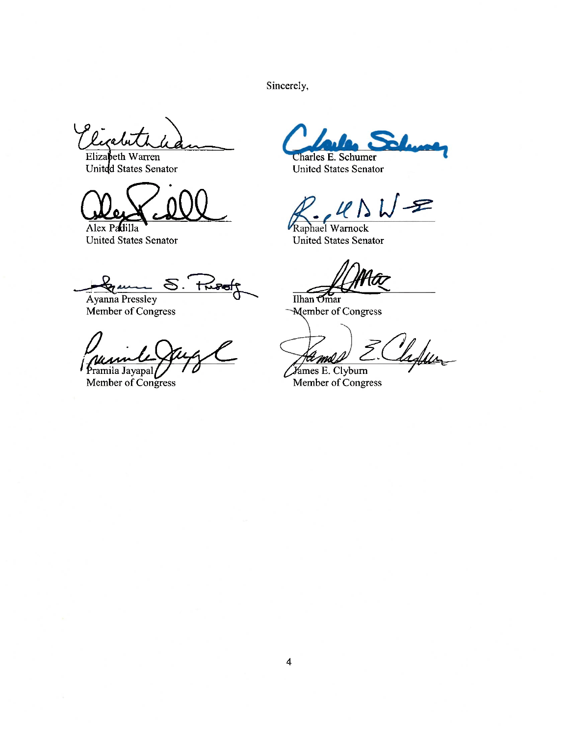Sincerely,

Elizabeth Warren
United States Senator

Charles E. Schumer
United States Senator

Alex Padilla
United States Senator

Raphael Warnock
United States Senator

Ayanna Pressley
Member of Congress

Ilhan Omar
Member of Congress

Pramila Jayapal
Member of Congress

James E. Clyburn
Member of Congress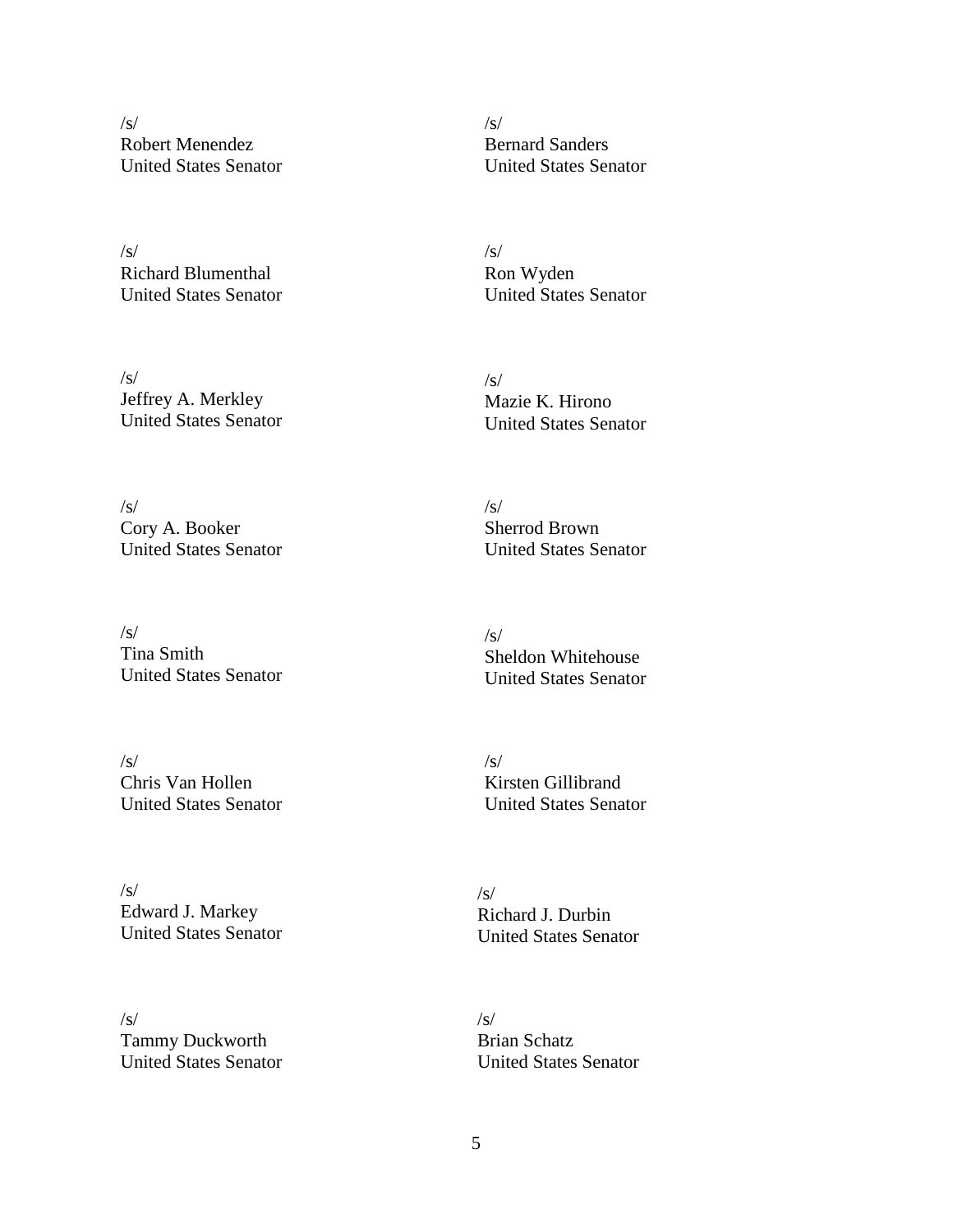/s/
Robert Menendez
United States Senator

/s/
Bernard Sanders
United States Senator

/s/
Richard Blumenthal
United States Senator

/s/
Ron Wyden
United States Senator

/s/
Jeffrey A. Merkley
United States Senator

/s/
Mazie K. Hirono
United States Senator

/s/
Cory A. Booker
United States Senator

/s/
Sherrod Brown
United States Senator

/s/
Tina Smith
United States Senator

/s/
Sheldon Whitehouse
United States Senator

/s/
Chris Van Hollen
United States Senator

/s/
Kirsten Gillibrand
United States Senator

/s/
Edward J. Markey
United States Senator

/s/
Richard J. Durbin
United States Senator

/s/
Tammy Duckworth
United States Senator

/s/
Brian Schatz
United States Senator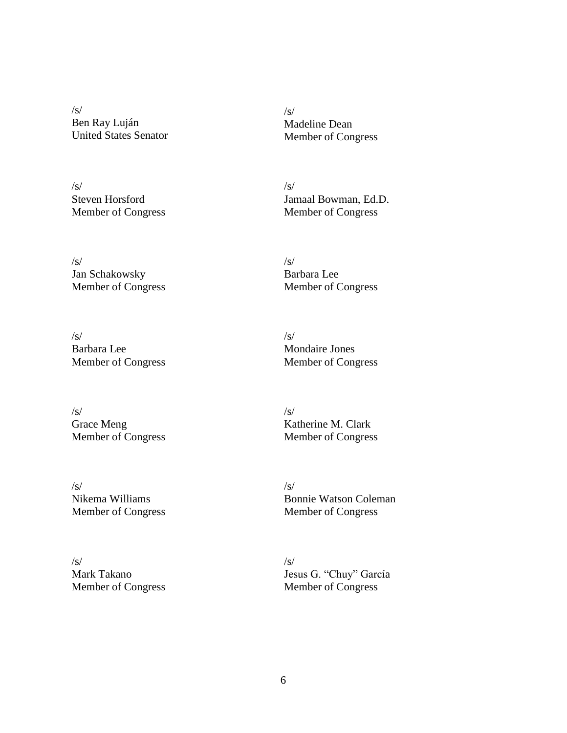/s/
Ben Ray Luján
United States Senator

/s/
Madeline Dean
Member of Congress

/s/
Steven Horsford
Member of Congress

/s/
Jamaal Bowman, Ed.D.
Member of Congress

/s/
Jan Schakowsky
Member of Congress

/s/
Barbara Lee
Member of Congress

/s/
Barbara Lee
Member of Congress

/s/
Mondaire Jones
Member of Congress

/s/
Grace Meng
Member of Congress

/s/
Katherine M. Clark
Member of Congress

/s/
Nikema Williams
Member of Congress

/s/
Bonnie Watson Coleman
Member of Congress

/s/
Mark Takano
Member of Congress

/s/
Jesus G. "Chuy" García
Member of Congress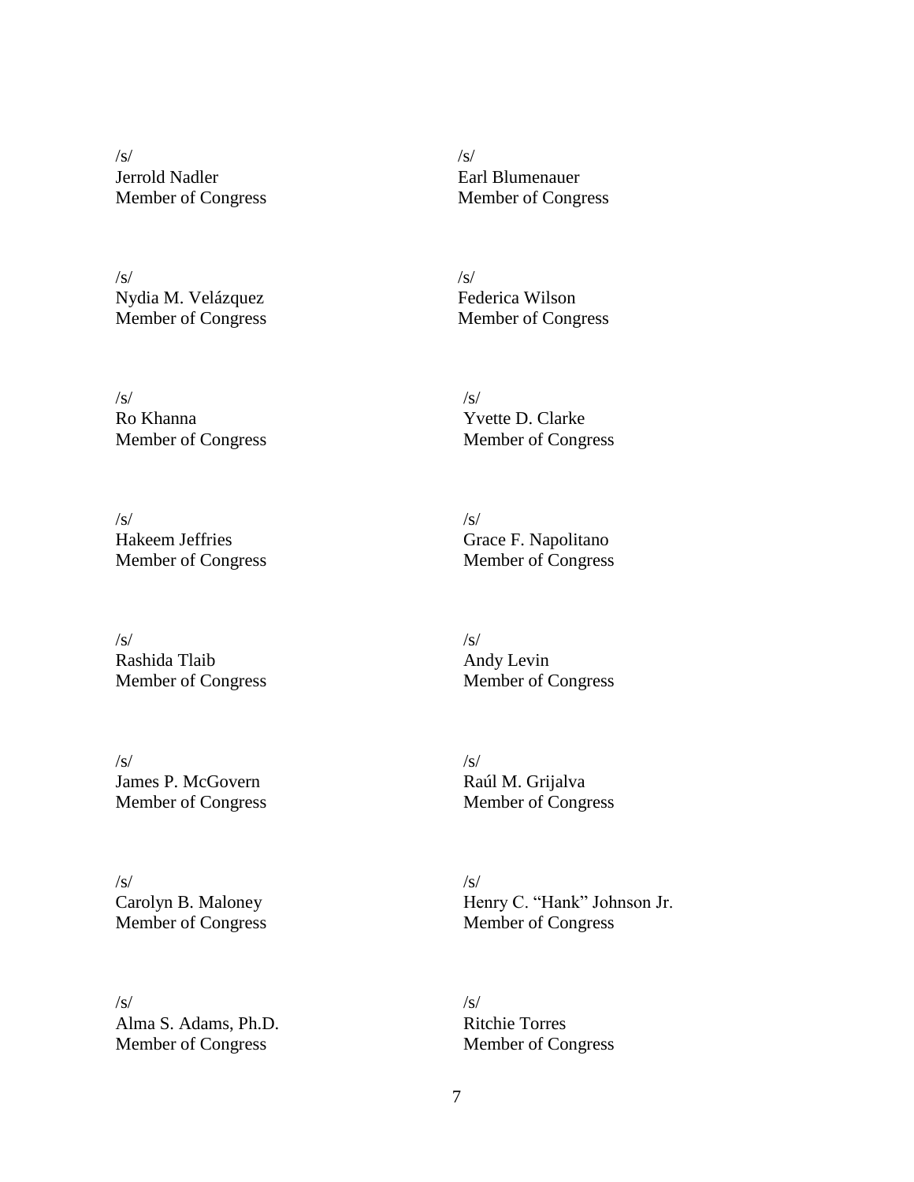/s/
Jerrold Nadler
Member of Congress

/s/
Earl Blumenauer
Member of Congress

/s/
Nydia M. Velázquez
Member of Congress

/s/
Federica Wilson
Member of Congress

/s/
Ro Khanna
Member of Congress

/s/
Yvette D. Clarke
Member of Congress

/s/
Hakeem Jeffries
Member of Congress

/s/
Grace F. Napolitano
Member of Congress

/s/
Rashida Tlaib
Member of Congress

/s/
Andy Levin
Member of Congress

/s/
James P. McGovern
Member of Congress

/s/
Raúl M. Grijalva
Member of Congress

/s/
Carolyn B. Maloney
Member of Congress

/s/
Henry C. "Hank" Johnson Jr.
Member of Congress

/s/
Alma S. Adams, Ph.D.
Member of Congress

/s/
Ritchie Torres
Member of Congress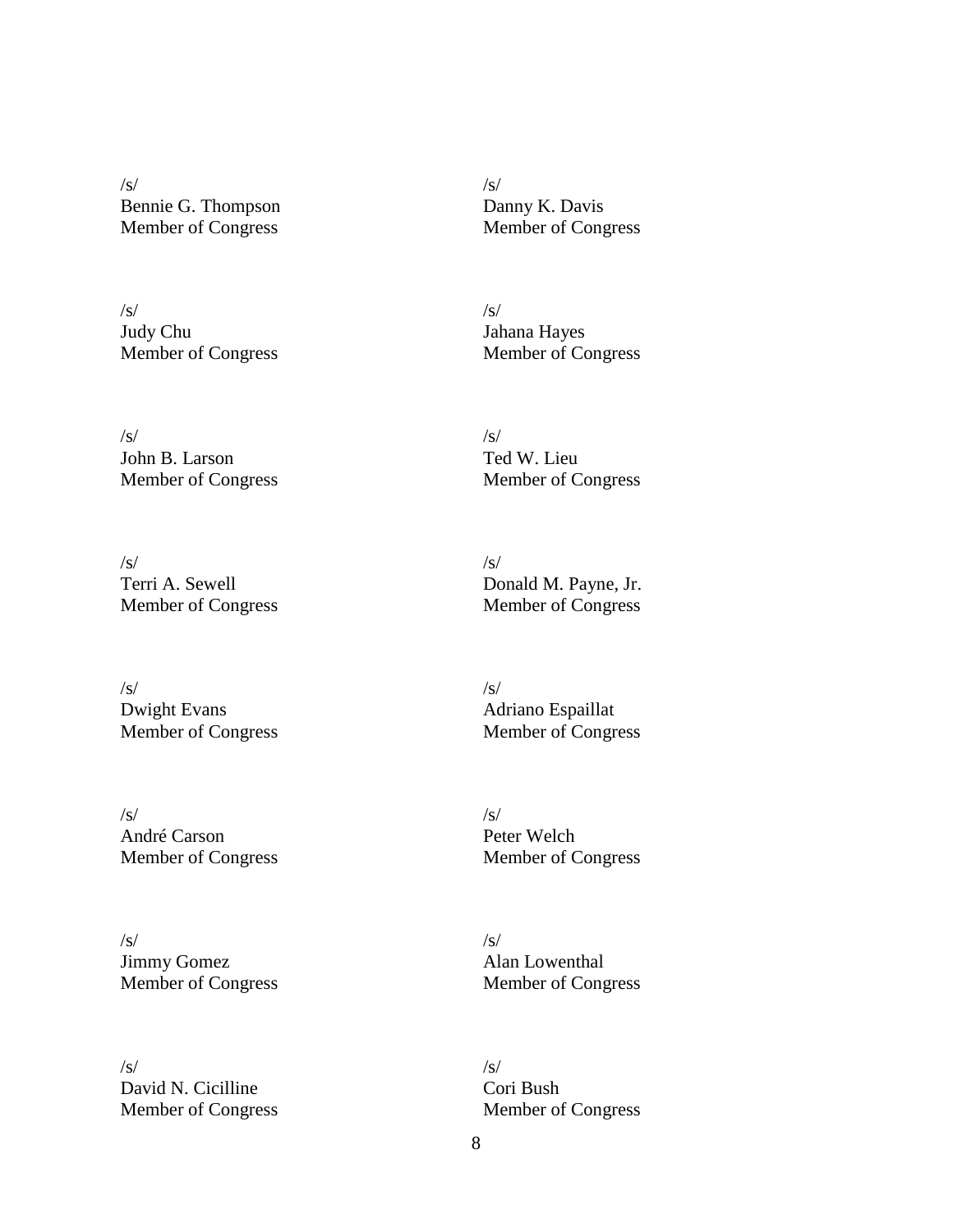/s/
Bennie G. Thompson
Member of Congress

/s/
Danny K. Davis
Member of Congress

/s/
Judy Chu
Member of Congress

/s/
Jahana Hayes
Member of Congress

/s/
John B. Larson
Member of Congress

/s/
Ted W. Lieu
Member of Congress

/s/
Terri A. Sewell
Member of Congress

/s/
Donald M. Payne, Jr.
Member of Congress

/s/
Dwight Evans
Member of Congress

/s/
Adriano Espaillat
Member of Congress

/s/
André Carson
Member of Congress

/s/
Peter Welch
Member of Congress

/s/
Jimmy Gomez
Member of Congress

/s/
Alan Lowenthal
Member of Congress

/s/
David N. Cicilline
Member of Congress

/s/
Cori Bush
Member of Congress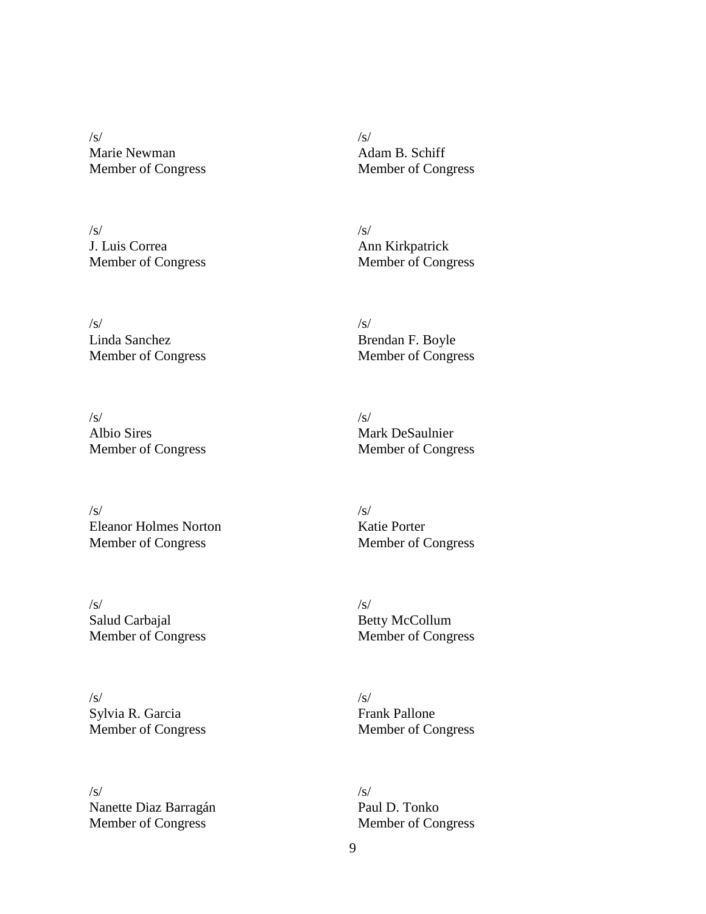/s/
Marie Newman
Member of Congress

/s/
Adam B. Schiff
Member of Congress

/s/
J. Luis Correa
Member of Congress

/s/
Ann Kirkpatrick
Member of Congress

/s/
Linda Sanchez
Member of Congress

/s/
Brendan F. Boyle
Member of Congress

/s/
Albio Sires
Member of Congress

/s/
Mark DeSaulnier
Member of Congress

/s/
Eleanor Holmes Norton
Member of Congress

/s/
Katie Porter
Member of Congress

/s/
Salud Carbajal
Member of Congress

/s/
Betty McCollum
Member of Congress

/s/
Sylvia R. Garcia
Member of Congress

/s/
Frank Pallone
Member of Congress

/s/
Nanette Diaz Barragán
Member of Congress

/s/
Paul D. Tonko
Member of Congress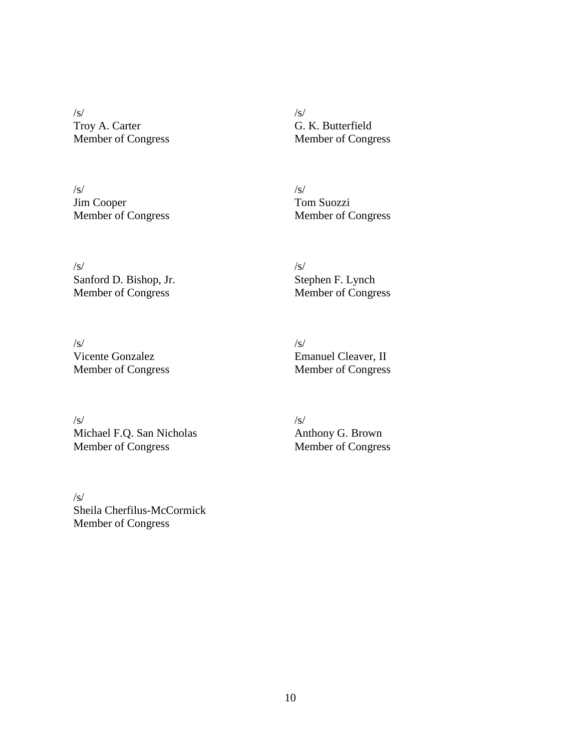/s/
Troy A. Carter
Member of Congress

/s/
G. K. Butterfield
Member of Congress

/s/
Jim Cooper
Member of Congress

/s/
Tom Suozzi
Member of Congress

/s/
Sanford D. Bishop, Jr.
Member of Congress

/s/
Stephen F. Lynch
Member of Congress

/s/
Vicente Gonzalez
Member of Congress

/s/
Emanuel Cleaver, II
Member of Congress

/s/
Michael F.Q. San Nicholas
Member of Congress

/s/
Anthony G. Brown
Member of Congress

/s/
Sheila Cherfilus-McCormick
Member of Congress